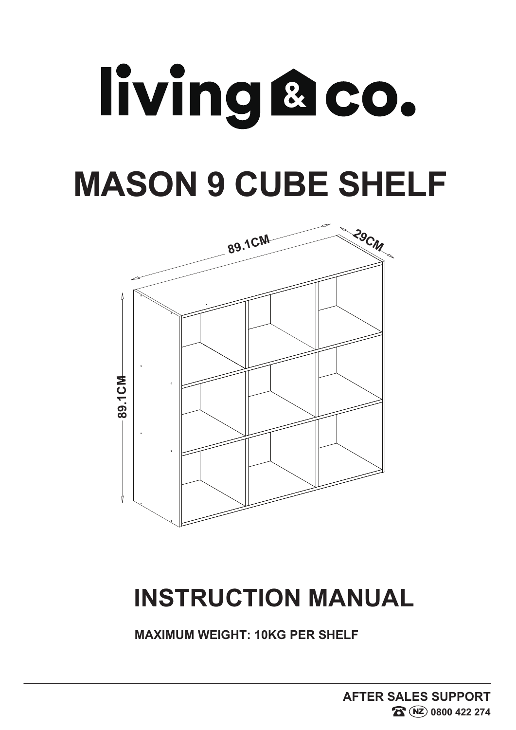# living & co.

# MASON 9 CUBE SHELF

89.1CM

29CM

89.1CM

## INSTRUCTION MANUAL

**MAXIMUM WEIGHT: 10KG PER SHELF**

**AFTER SALES SUPPORT**

**NZ 0800 422 274**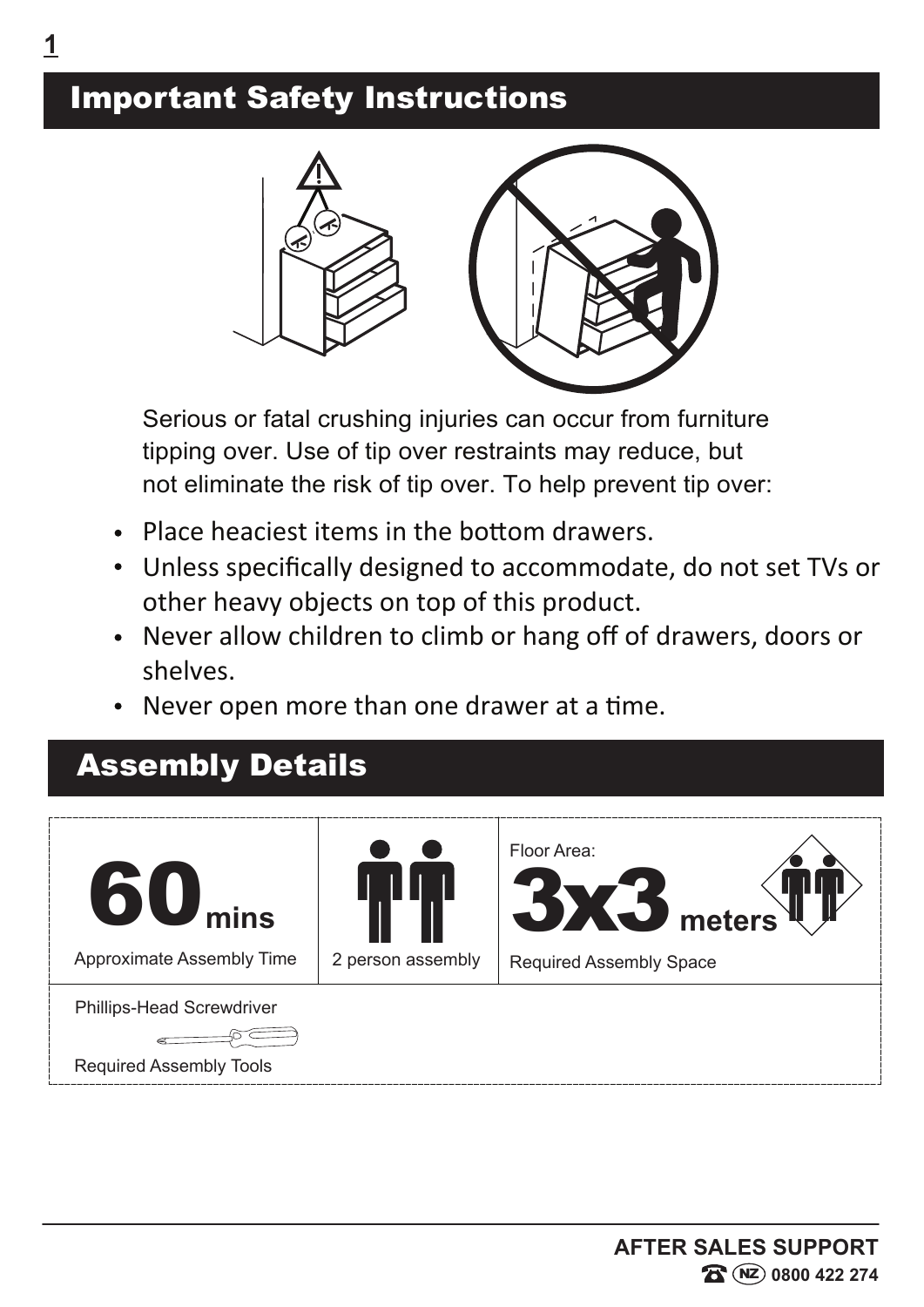## Important Safety Instructions

Serious or fatal crushing injuries can occur from furniture tipping over. Use of tip over restraints may reduce, but not eliminate the risk of tip over. To help prevent tip over:

- Place heaciest items in the bottom drawers.
- Unless specifically designed to accommodate, do not set TVs or other heavy objects on top of this product.
- Never allow children to climb or hang off of drawers, doors or shelves.
- Never open more than one drawer at a time.

## Assembly Details

| 60 mins | | Floor Area: 3x3 meters |
| --- | --- | --- |
| Approximate Assembly Time | 2 person assembly | Required Assembly Space |

Phillips-Head Screwdriver

Required Assembly Tools

**AFTER SALES SUPPORT**
**NZ 0800 422 274**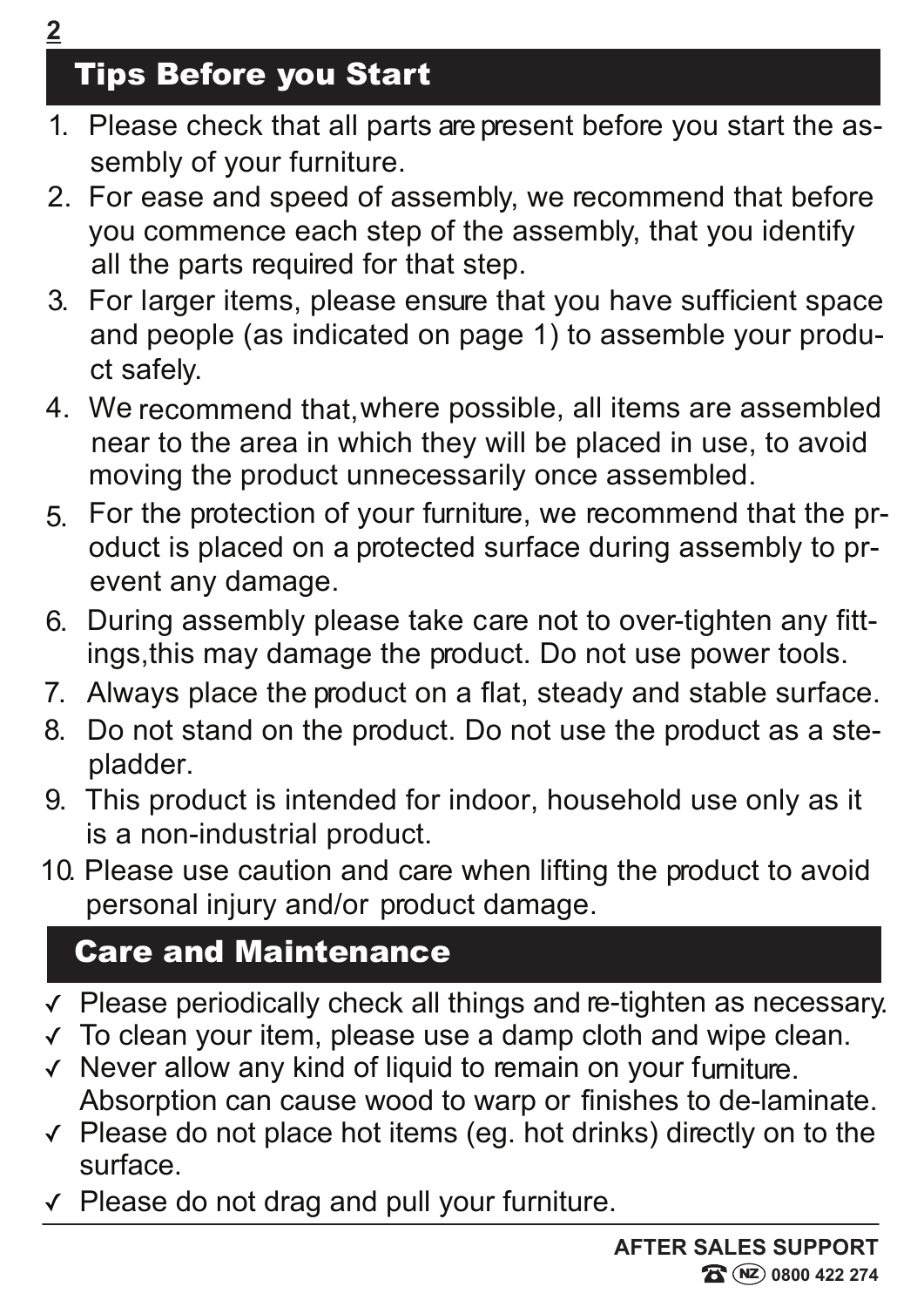## Tips Before you Start

1. Please check that all parts are present before you start the assembly of your furniture.
2. For ease and speed of assembly, we recommend that before you commence each step of the assembly, that you identify all the parts required for that step.
3. For larger items, please ensure that you have sufficient space and people (as indicated on page 1) to assemble your product safely.
4. We recommend that, where possible, all items are assembled near to the area in which they will be placed in use, to avoid moving the product unnecessarily once assembled.
5. For the protection of your furniture, we recommend that the product is placed on a protected surface during assembly to prevent any damage.
6. During assembly please take care not to over-tighten any fittings,this may damage the product. Do not use power tools.
7. Always place the product on a flat, steady and stable surface.
8. Do not stand on the product. Do not use the product as a stepladder.
9. This product is intended for indoor, household use only as it is a non-industrial product.
10. Please use caution and care when lifting the product to avoid personal injury and/or product damage.

## Care and Maintenance

- ✓ Please periodically check all things and re-tighten as necessary.
- ✓ To clean your item, please use a damp cloth and wipe clean.
- ✓ Never allow any kind of liquid to remain on your furniture. Absorption can cause wood to warp or finishes to de-laminate.
- ✓ Please do not place hot items (eg. hot drinks) directly on to the surface.
- ✓ Please do not drag and pull your furniture.

**AFTER SALES SUPPORT**
**NZ 0800 422 274**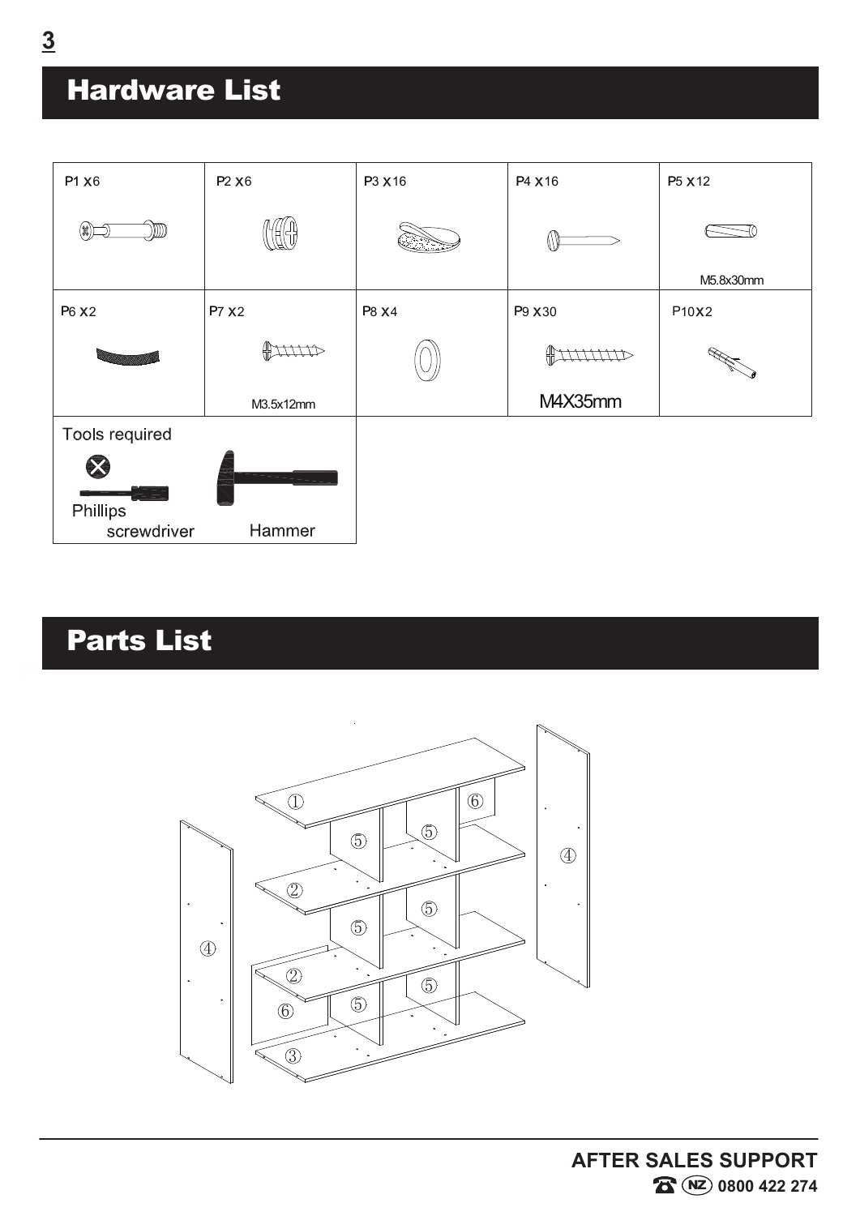# Hardware List

| P1 x6 | P2 x6 | P3 x16 | P4 x16 | P5 x12 |
| --- | --- | --- | --- | --- |
| | | | | M5.8x30mm |
| **P6 x2** | **P7 x2** | **P8 x4** | **P9 x30** | **P10 x2** |
| | M3.5x12mm | | M4X35mm | |

Tools required

- Phillips screwdriver
- Hammer

# Parts List

①
⑥
⑤
⑤
④
②
⑤
⑤
④
②
⑥
⑤
⑤
③

AFTER SALES SUPPORT
NZ 0800 422 274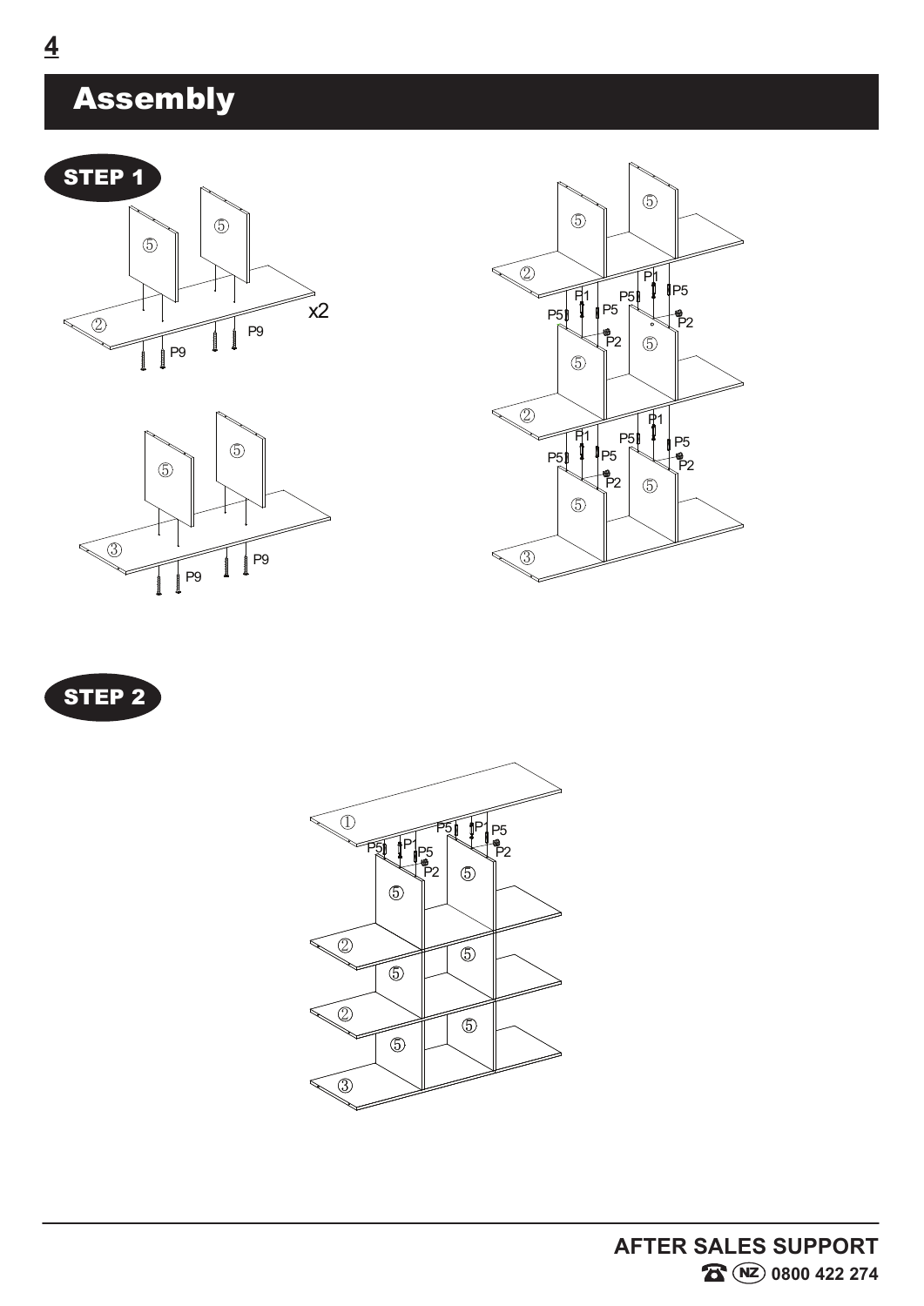# Assembly

## STEP 1

## STEP 2

**AFTER SALES SUPPORT**

☎ NZ 0800 422 274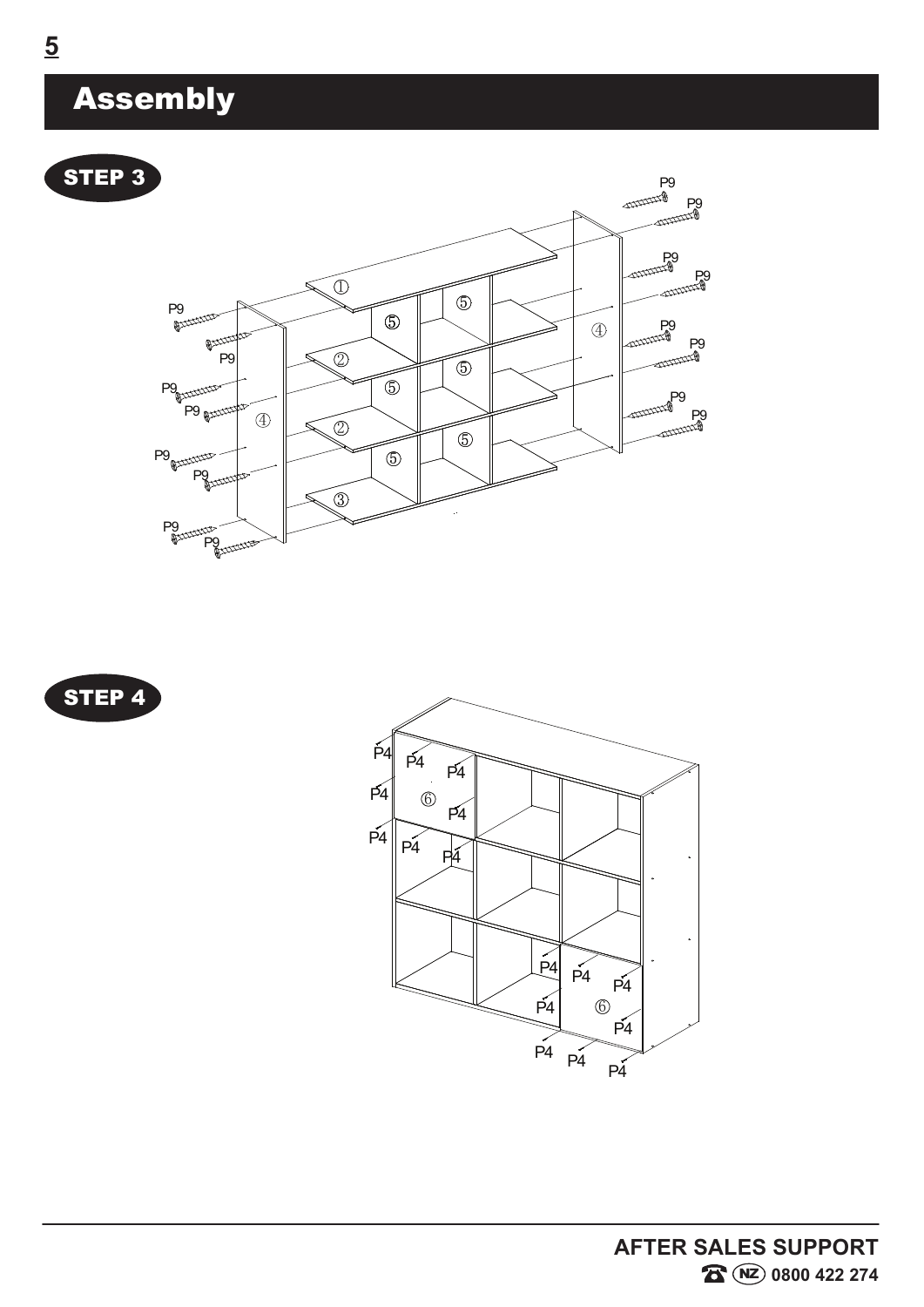# Assembly

## STEP 3

## STEP 4

**AFTER SALES SUPPORT**

**NZ 0800 422 274**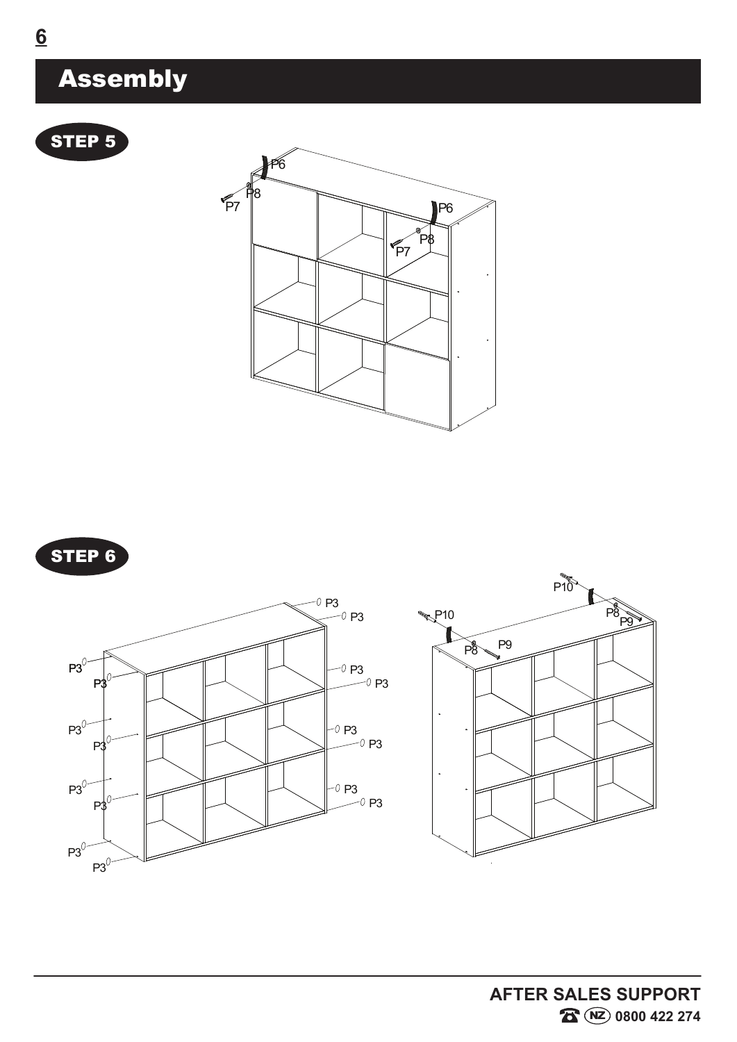# Assembly

## STEP 5

P6 P8 P7 P6 P8 P7

## STEP 6

P3 P3 P3 P3 P3 P3 P3 P3 P3 P3 P3 P3 P3 P3 P3 P3

P10 P10 P8 P9 P8 P9

**AFTER SALES SUPPORT**

**NZ 0800 422 274**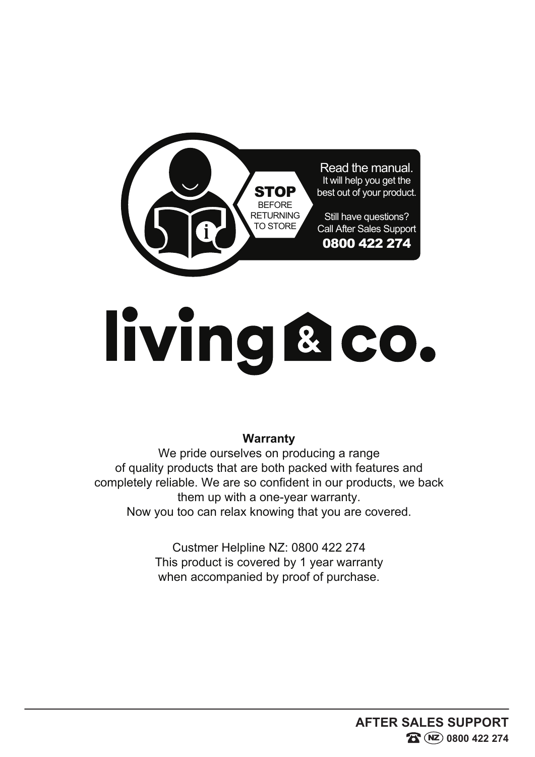STOP
BEFORE RETURNING TO STORE

Read the manual.
It will help you get the best out of your product.

Still have questions?
Call After Sales Support
**0800 422 274**

living & co.

**Warranty**

We pride ourselves on producing a range of quality products that are both packed with features and completely reliable. We are so confident in our products, we back them up with a one-year warranty.
Now you too can relax knowing that you are covered.

Custmer Helpline NZ: 0800 422 274
This product is covered by 1 year warranty when accompanied by proof of purchase.

**AFTER SALES SUPPORT**
**NZ 0800 422 274**